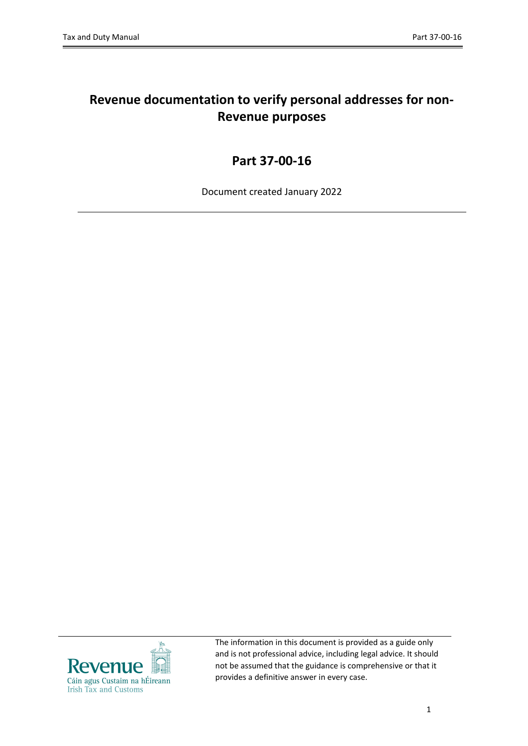# Revenue documentation to verify personal addresses for non-Revenue purposes

## Part 37-00-16

Document created January 2022

The information in this document is provided as a guide only and is not professional advice, including legal advice. It should not be assumed that the guidance is comprehensive or that it provides a definitive answer in every case.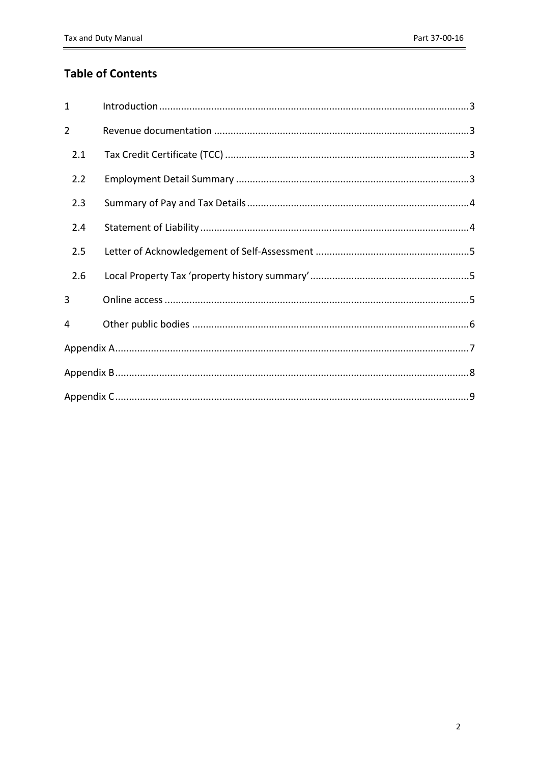## Table of Contents

1 Introduction ................................................................................................................3

2 Revenue documentation ............................................................................................3

- 2.1 Tax Credit Certificate (TCC) .........................................................................................3
- 2.2 Employment Detail Summary ....................................................................................3
- 2.3 Summary of Pay and Tax Details ................................................................................4
- 2.4 Statement of Liability .................................................................................................4
- 2.5 Letter of Acknowledgement of Self-Assessment ........................................................5
- 2.6 Local Property Tax 'property history summary' ..........................................................5

3 Online access .............................................................................................................5

4 Other public bodies ....................................................................................................6

Appendix A...............................................................................................................................7

Appendix B...............................................................................................................................8

Appendix C...............................................................................................................................9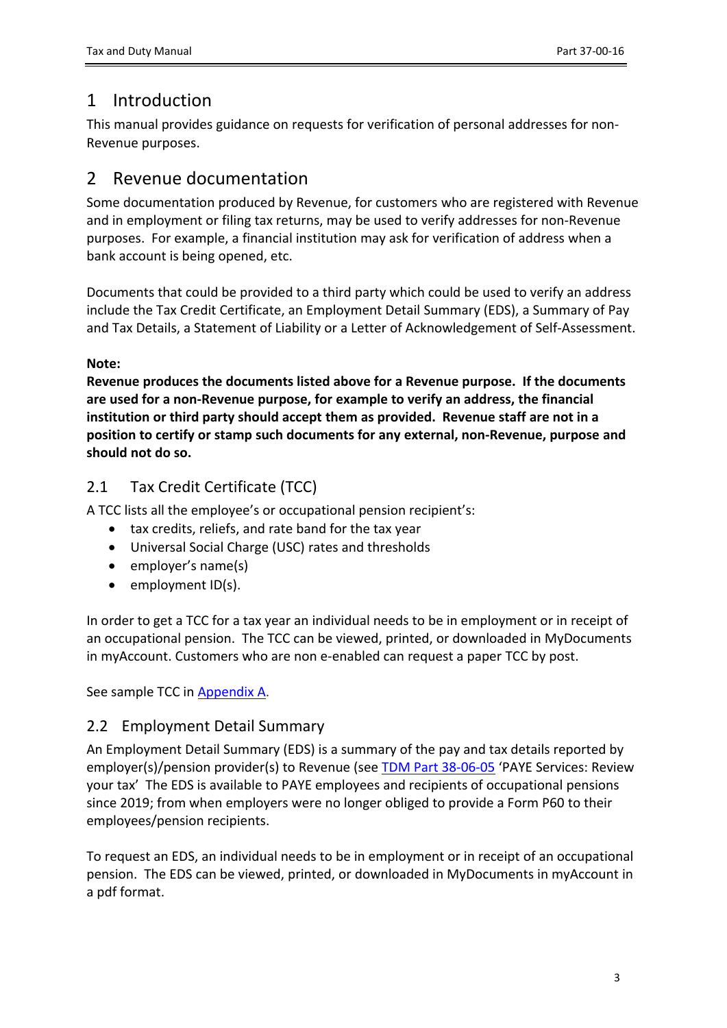# 1 Introduction

This manual provides guidance on requests for verification of personal addresses for non-Revenue purposes.

# 2 Revenue documentation

Some documentation produced by Revenue, for customers who are registered with Revenue and in employment or filing tax returns, may be used to verify addresses for non-Revenue purposes. For example, a financial institution may ask for verification of address when a bank account is being opened, etc.

Documents that could be provided to a third party which could be used to verify an address include the Tax Credit Certificate, an Employment Detail Summary (EDS), a Summary of Pay and Tax Details, a Statement of Liability or a Letter of Acknowledgement of Self-Assessment.

**Note:**
**Revenue produces the documents listed above for a Revenue purpose. If the documents are used for a non-Revenue purpose, for example to verify an address, the financial institution or third party should accept them as provided. Revenue staff are not in a position to certify or stamp such documents for any external, non-Revenue, purpose and should not do so.**

## 2.1 Tax Credit Certificate (TCC)

A TCC lists all the employee's or occupational pension recipient's:

- tax credits, reliefs, and rate band for the tax year
- Universal Social Charge (USC) rates and thresholds
- employer's name(s)
- employment ID(s).

In order to get a TCC for a tax year an individual needs to be in employment or in receipt of an occupational pension. The TCC can be viewed, printed, or downloaded in MyDocuments in myAccount. Customers who are non e-enabled can request a paper TCC by post.

See sample TCC in Appendix A.

## 2.2 Employment Detail Summary

An Employment Detail Summary (EDS) is a summary of the pay and tax details reported by employer(s)/pension provider(s) to Revenue (see TDM Part 38-06-05 'PAYE Services: Review your tax' The EDS is available to PAYE employees and recipients of occupational pensions since 2019; from when employers were no longer obliged to provide a Form P60 to their employees/pension recipients.

To request an EDS, an individual needs to be in employment or in receipt of an occupational pension. The EDS can be viewed, printed, or downloaded in MyDocuments in myAccount in a pdf format.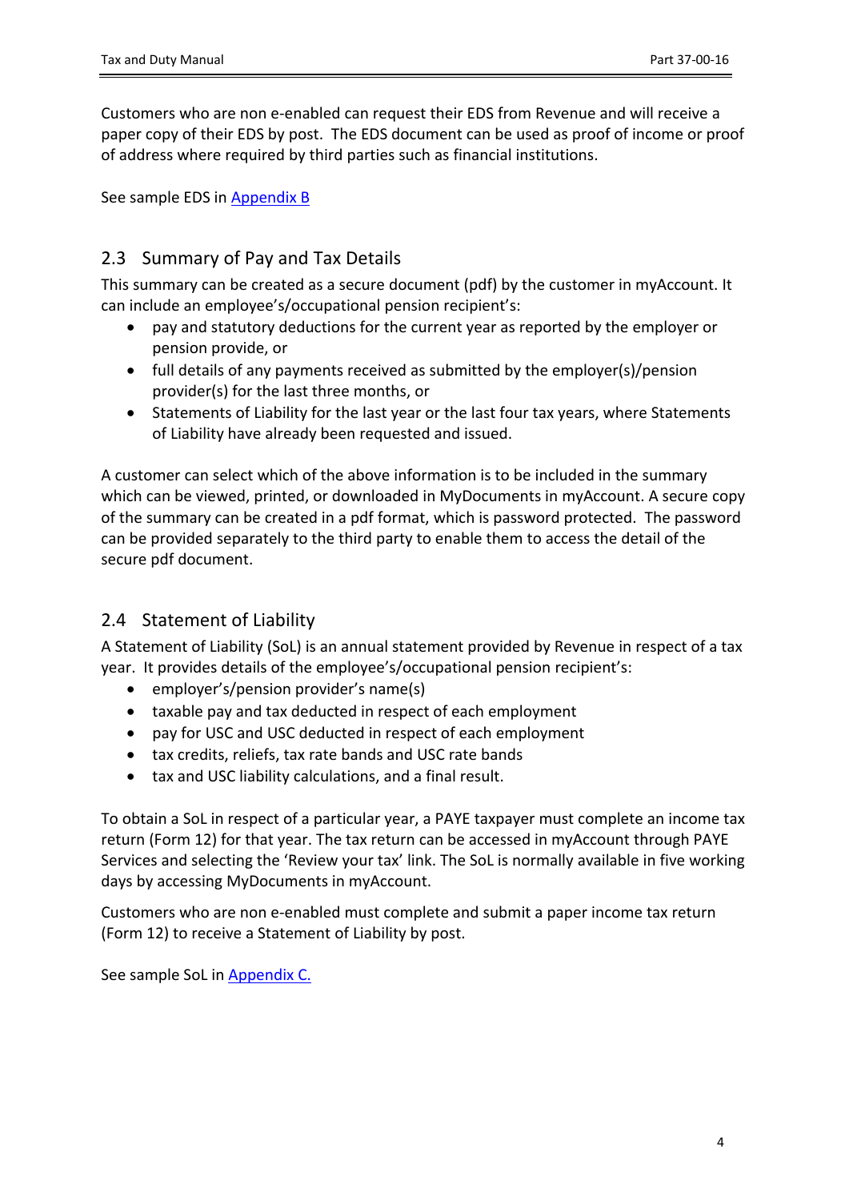Customers who are non e-enabled can request their EDS from Revenue and will receive a paper copy of their EDS by post. The EDS document can be used as proof of income or proof of address where required by third parties such as financial institutions.

See sample EDS in Appendix B

## 2.3 Summary of Pay and Tax Details

This summary can be created as a secure document (pdf) by the customer in myAccount. It can include an employee's/occupational pension recipient's:

- pay and statutory deductions for the current year as reported by the employer or pension provide, or
- full details of any payments received as submitted by the employer(s)/pension provider(s) for the last three months, or
- Statements of Liability for the last year or the last four tax years, where Statements of Liability have already been requested and issued.

A customer can select which of the above information is to be included in the summary which can be viewed, printed, or downloaded in MyDocuments in myAccount. A secure copy of the summary can be created in a pdf format, which is password protected. The password can be provided separately to the third party to enable them to access the detail of the secure pdf document.

## 2.4 Statement of Liability

A Statement of Liability (SoL) is an annual statement provided by Revenue in respect of a tax year. It provides details of the employee's/occupational pension recipient's:

- employer's/pension provider's name(s)
- taxable pay and tax deducted in respect of each employment
- pay for USC and USC deducted in respect of each employment
- tax credits, reliefs, tax rate bands and USC rate bands
- tax and USC liability calculations, and a final result.

To obtain a SoL in respect of a particular year, a PAYE taxpayer must complete an income tax return (Form 12) for that year. The tax return can be accessed in myAccount through PAYE Services and selecting the 'Review your tax' link. The SoL is normally available in five working days by accessing MyDocuments in myAccount.

Customers who are non e-enabled must complete and submit a paper income tax return (Form 12) to receive a Statement of Liability by post.

See sample SoL in Appendix C.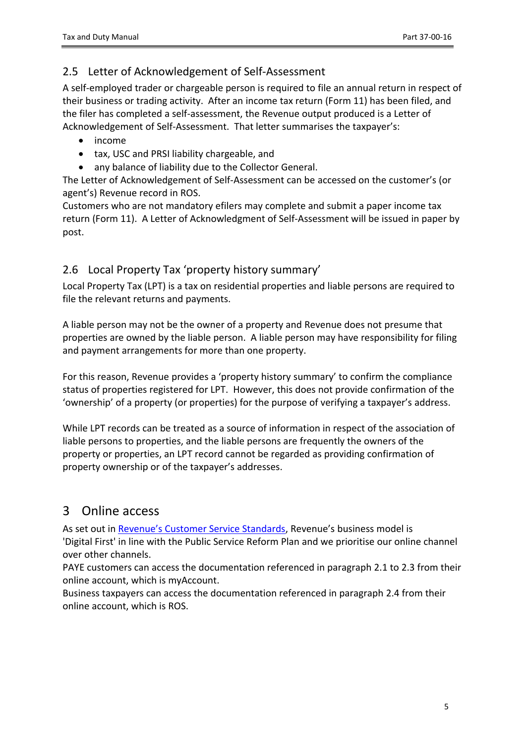## 2.5 Letter of Acknowledgement of Self-Assessment

A self-employed trader or chargeable person is required to file an annual return in respect of their business or trading activity. After an income tax return (Form 11) has been filed, and the filer has completed a self-assessment, the Revenue output produced is a Letter of Acknowledgement of Self-Assessment. That letter summarises the taxpayer's:

- income
- tax, USC and PRSI liability chargeable, and
- any balance of liability due to the Collector General.

The Letter of Acknowledgement of Self-Assessment can be accessed on the customer's (or agent's) Revenue record in ROS.

Customers who are not mandatory efilers may complete and submit a paper income tax return (Form 11). A Letter of Acknowledgment of Self-Assessment will be issued in paper by post.

## 2.6 Local Property Tax 'property history summary'

Local Property Tax (LPT) is a tax on residential properties and liable persons are required to file the relevant returns and payments.

A liable person may not be the owner of a property and Revenue does not presume that properties are owned by the liable person. A liable person may have responsibility for filing and payment arrangements for more than one property.

For this reason, Revenue provides a 'property history summary' to confirm the compliance status of properties registered for LPT. However, this does not provide confirmation of the 'ownership' of a property (or properties) for the purpose of verifying a taxpayer's address.

While LPT records can be treated as a source of information in respect of the association of liable persons to properties, and the liable persons are frequently the owners of the property or properties, an LPT record cannot be regarded as providing confirmation of property ownership or of the taxpayer's addresses.

# 3 Online access

As set out in [Revenue's Customer Service Standards](), Revenue's business model is 'Digital First' in line with the Public Service Reform Plan and we prioritise our online channel over other channels.

PAYE customers can access the documentation referenced in paragraph 2.1 to 2.3 from their online account, which is myAccount.

Business taxpayers can access the documentation referenced in paragraph 2.4 from their online account, which is ROS.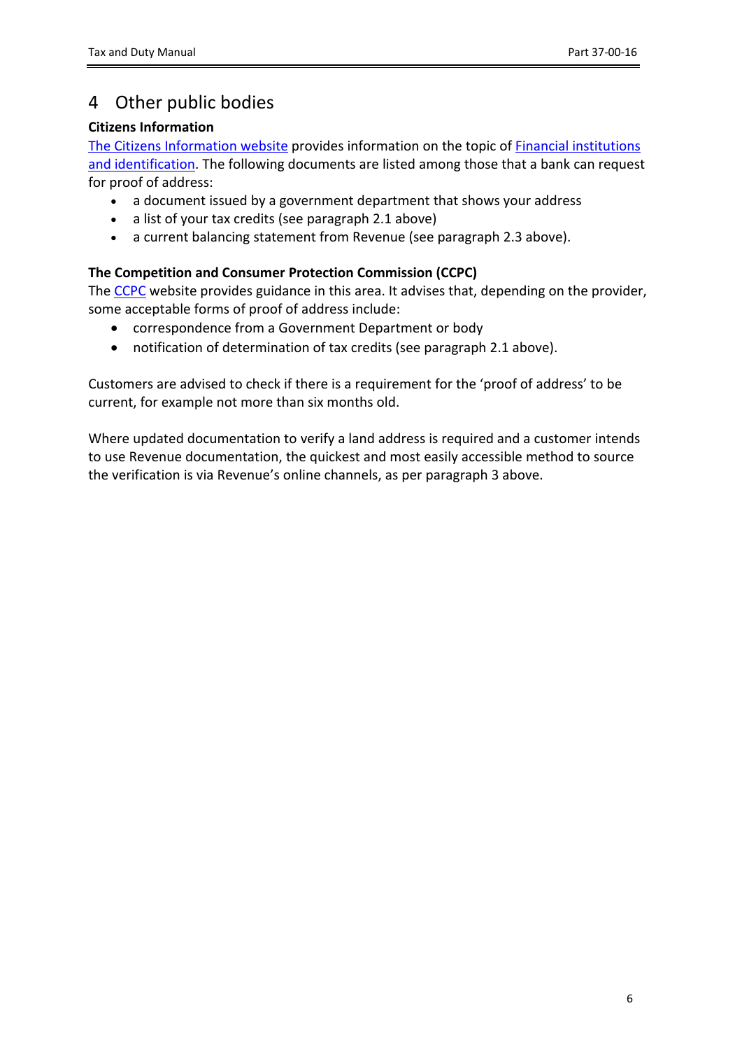# 4 Other public bodies

**Citizens Information**

The Citizens Information website provides information on the topic of Financial institutions and identification. The following documents are listed among those that a bank can request for proof of address:

- a document issued by a government department that shows your address
- a list of your tax credits (see paragraph 2.1 above)
- a current balancing statement from Revenue (see paragraph 2.3 above).

**The Competition and Consumer Protection Commission (CCPC)**

The CCPC website provides guidance in this area. It advises that, depending on the provider, some acceptable forms of proof of address include:

- correspondence from a Government Department or body
- notification of determination of tax credits (see paragraph 2.1 above).

Customers are advised to check if there is a requirement for the 'proof of address' to be current, for example not more than six months old.

Where updated documentation to verify a land address is required and a customer intends to use Revenue documentation, the quickest and most easily accessible method to source the verification is via Revenue's online channels, as per paragraph 3 above.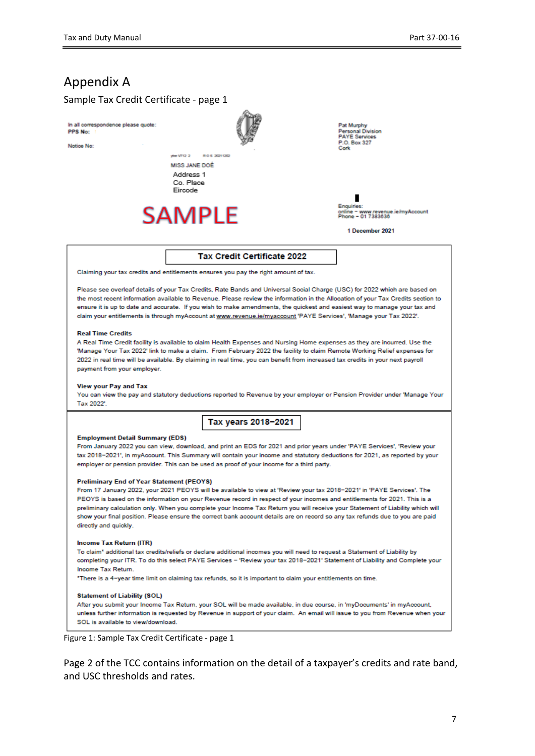# Appendix A

Sample Tax Credit Certificate - page 1

In all correspondence please quote:
**PPS No:**

Notice No:

MISS JANE DOE
Address 1
Co. Place
Eircode

SAMPLE

Pat Murphy
Personal Division
PAYE Services
P.O. Box 327
Cork

Enquiries:
online – www.revenue.ie/myAccount
Phone – 01 7383636

**1 December 2021**

## Tax Credit Certificate 2022

Claiming your tax credits and entitlements ensures you pay the right amount of tax.

Please see overleaf details of your Tax Credits, Rate Bands and Universal Social Charge (USC) for 2022 which are based on the most recent information available to Revenue. Please review the information in the Allocation of your Tax Credits section to ensure it is up to date and accurate. If you wish to make amendments, the quickest and easiest way to manage your tax and claim your entitlements is through myAccount at www.revenue.ie/myaccount 'PAYE Services', 'Manage your Tax 2022'.

**Real Time Credits**
A Real Time Credit facility is available to claim Health Expenses and Nursing Home expenses as they are incurred. Use the 'Manage Your Tax 2022' link to make a claim. From February 2022 the facility to claim Remote Working Relief expenses for 2022 in real time will be available. By claiming in real time, you can benefit from increased tax credits in your next payroll payment from your employer.

**View your Pay and Tax**
You can view the pay and statutory deductions reported to Revenue by your employer or Pension Provider under 'Manage Your Tax 2022'.

## Tax years 2018–2021

**Employment Detail Summary (EDS)**
From January 2022 you can view, download, and print an EDS for 2021 and prior years under 'PAYE Services', 'Review your tax 2018–2021', in myAccount. This Summary will contain your income and statutory deductions for 2021, as reported by your employer or pension provider. This can be used as proof of your income for a third party.

**Preliminary End of Year Statement (PEOYS)**
From 17 January 2022, your 2021 PEOYS will be available to view at 'Review your tax 2018–2021' in 'PAYE Services'. The PEOYS is based on the information on your Revenue record in respect of your incomes and entitlements for 2021. This is a preliminary calculation only. When you complete your Income Tax Return you will receive your Statement of Liability which will show your final position. Please ensure the correct bank account details are on record so any tax refunds due to you are paid directly and quickly.

**Income Tax Return (ITR)**
To claim* additional tax credits/reliefs or declare additional incomes you will need to request a Statement of Liability by completing your ITR. To do this select PAYE Services – 'Review your tax 2018–2021' Statement of Liability and Complete your Income Tax Return.
*There is a 4-year time limit on claiming tax refunds, so it is important to claim your entitlements on time.

**Statement of Liability (SOL)**
After you submit your Income Tax Return, your SOL will be made available, in due course, in 'myDocuments' in myAccount, unless further information is requested by Revenue in support of your claim. An email will issue to you from Revenue when your SOL is available to view/download.

Figure 1: Sample Tax Credit Certificate - page 1

Page 2 of the TCC contains information on the detail of a taxpayer's credits and rate band, and USC thresholds and rates.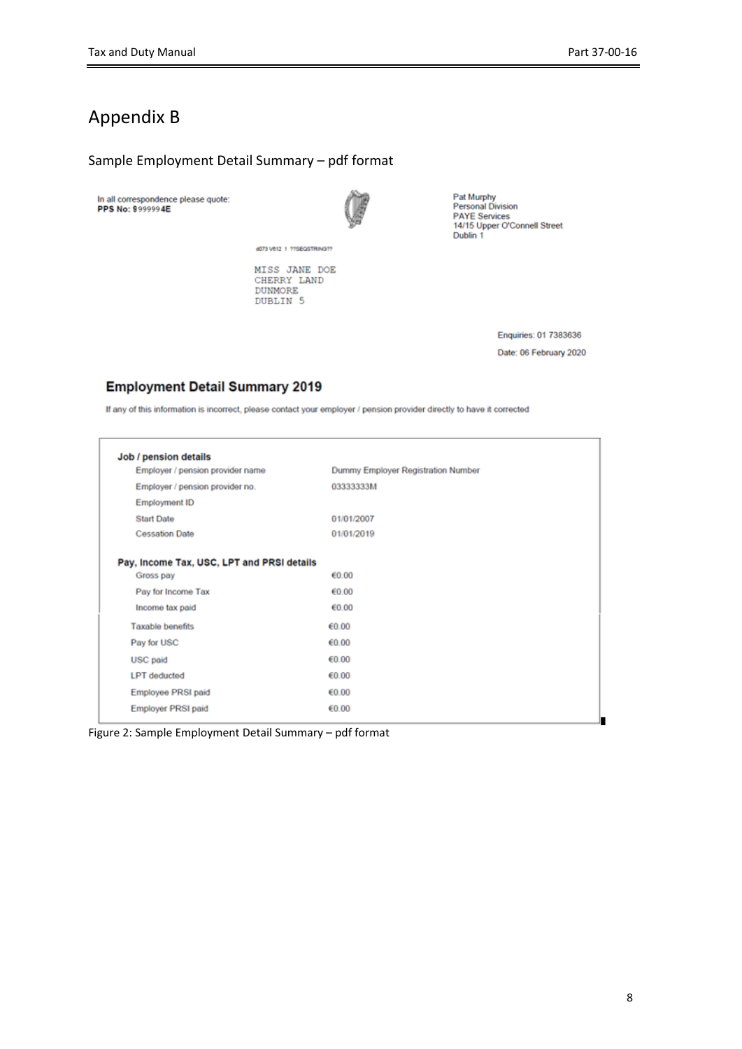# Appendix B

## Sample Employment Detail Summary – pdf format

In all correspondence please quote:
**PPS No: 9999994E**

Pat Murphy
Personal Division
PAYE Services
14/15 Upper O'Connell Street
Dublin 1

d073 V612 1 ??SEQSTRING??

MISS JANE DOE
CHERRY LAND
DUNMORE
DUBLIN 5

Enquiries: 01 7383636

Date: 06 February 2020

### Employment Detail Summary 2019

If any of this information is incorrect, please contact your employer / pension provider directly to have it corrected

| **Job / pension details** | |
|---|---|
| Employer / pension provider name | Dummy Employer Registration Number |
| Employer / pension provider no. | 03333333M |
| Employment ID | |
| Start Date | 01/01/2007 |
| Cessation Date | 01/01/2019 |
| **Pay, Income Tax, USC, LPT and PRSI details** | |
| Gross pay | €0.00 |
| Pay for Income Tax | €0.00 |
| Income tax paid | €0.00 |
| Taxable benefits | €0.00 |
| Pay for USC | €0.00 |
| USC paid | €0.00 |
| LPT deducted | €0.00 |
| Employee PRSI paid | €0.00 |
| Employer PRSI paid | €0.00 |

Figure 2: Sample Employment Detail Summary – pdf format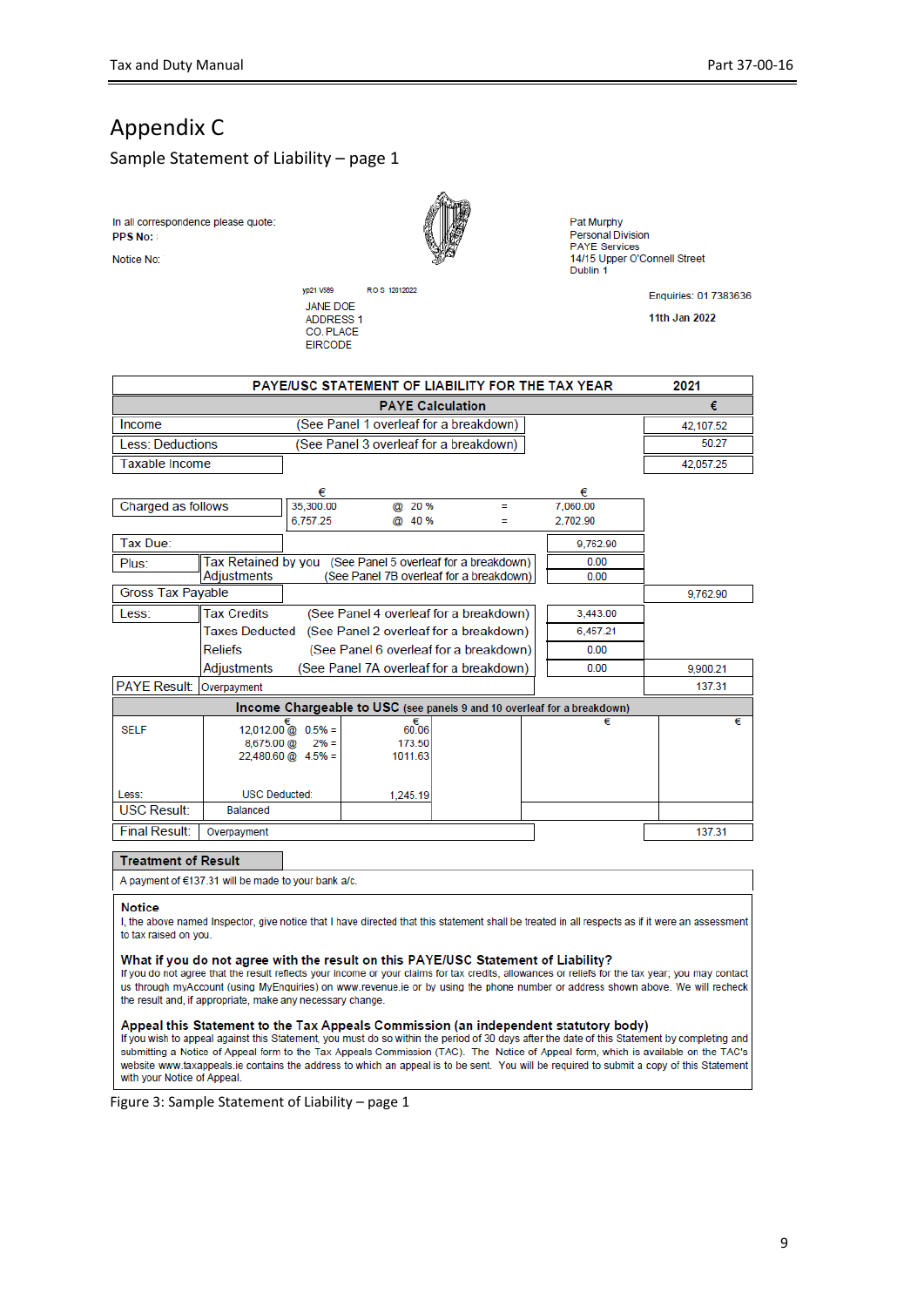# Appendix C

## Sample Statement of Liability – page 1

In all correspondence please quote:
**PPS No:**

Notice No:

Pat Murphy
Personal Division
PAYE Services
14/15 Upper O'Connell Street
Dublin 1

yp21 V589 ROS 12012022

JANE DOE
ADDRESS 1
CO. PLACE
EIRCODE

Enquiries: 01 7383636

**11th Jan 2022**

| PAYE/USC STATEMENT OF LIABILITY FOR THE TAX YEAR | | | | 2021 |
|---|---|---|---|---|
| **PAYE Calculation** | | | | **€** |
| Income | (See Panel 1 overleaf for a breakdown) | | | 42,107.52 |
| Less: Deductions | (See Panel 3 overleaf for a breakdown) | | | 50.27 |
| Taxable Income | | | | 42,057.25 |
| | € | | € | |
| Charged as follows | 35,300.00 @ 20 % = | | 7,060.00 | |
| | 6,757.25 @ 40 % = | | 2,702.90 | |
| Tax Due: | | | 9,762.90 | |
| Plus: | Tax Retained by you (See Panel 5 overleaf for a breakdown) | | 0.00 | |
| | Adjustments (See Panel 7B overleaf for a breakdown) | | 0.00 | |
| Gross Tax Payable | | | | 9,762.90 |
| Less: | Tax Credits (See Panel 4 overleaf for a breakdown) | | 3,443.00 | |
| | Taxes Deducted (See Panel 2 overleaf for a breakdown) | | 6,457.21 | |
| | Reliefs (See Panel 6 overleaf for a breakdown) | | 0.00 | |
| | Adjustments (See Panel 7A overleaf for a breakdown) | | 0.00 | 9,900.21 |
| PAYE Result: | Overpayment | | | 137.31 |

| Income Chargeable to USC (see panels 9 and 10 overleaf for a breakdown) | | | | | |
|---|---|---|---|---|---|
| | € | € | | € | € |
| SELF | 12,012.00 @ 0.5% = | 60.06 | | | |
| | 8,675.00 @ 2% = | 173.50 | | | |
| | 22,480.60 @ 4.5% = | 1011.63 | | | |
| Less: | USC Deducted: | 1,245.19 | | | |
| USC Result: | Balanced | | | | |
| Final Result: | Overpayment | | | | 137.31 |

**Treatment of Result**

A payment of €137.31 will be made to your bank a/c.

**Notice**

I, the above named Inspector, give notice that I have directed that this statement shall be treated in all respects as if it were an assessment to tax raised on you.

**What if you do not agree with the result on this PAYE/USC Statement of Liability?**

If you do not agree that the result reflects your income or your claims for tax credits, allowances or reliefs for the tax year; you may contact us through myAccount (using MyEnquiries) on www.revenue.ie or by using the phone number or address shown above. We will recheck the result and, if appropriate, make any necessary change.

**Appeal this Statement to the Tax Appeals Commission (an independent statutory body)**

If you wish to appeal against this Statement, you must do so within the period of 30 days after the date of this Statement by completing and submitting a Notice of Appeal form to the Tax Appeals Commission (TAC). The Notice of Appeal form, which is available on the TAC's website www.taxappeals.ie contains the address to which an appeal is to be sent. You will be required to submit a copy of this Statement with your Notice of Appeal.

Figure 3: Sample Statement of Liability – page 1